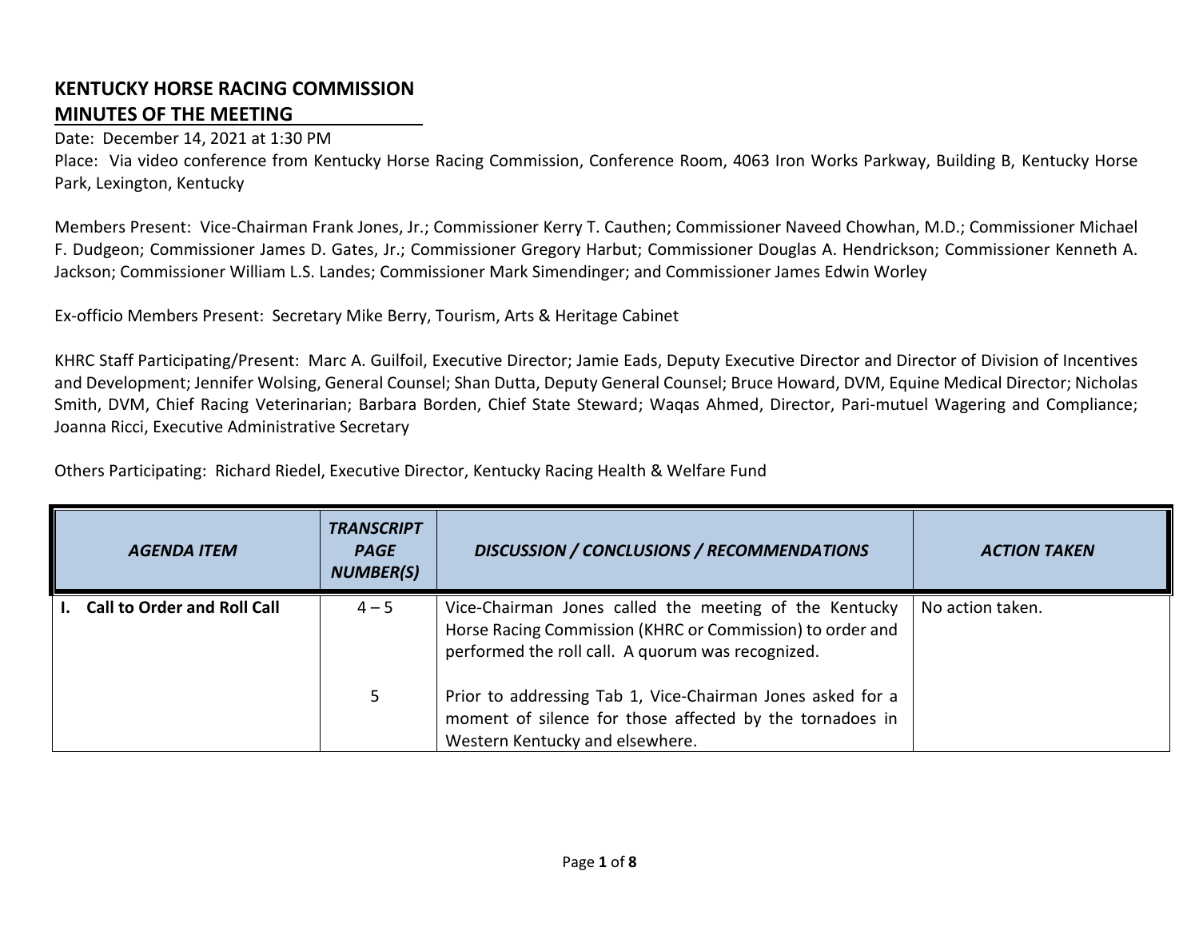# KENTUCKY HORSE RACING COMMISSION
## MINUTES OF THE MEETING

Date: December 14, 2021 at 1:30 PM

Place: Via video conference from Kentucky Horse Racing Commission, Conference Room, 4063 Iron Works Parkway, Building B, Kentucky Horse Park, Lexington, Kentucky

Members Present: Vice-Chairman Frank Jones, Jr.; Commissioner Kerry T. Cauthen; Commissioner Naveed Chowhan, M.D.; Commissioner Michael F. Dudgeon; Commissioner James D. Gates, Jr.; Commissioner Gregory Harbut; Commissioner Douglas A. Hendrickson; Commissioner Kenneth A. Jackson; Commissioner William L.S. Landes; Commissioner Mark Simendinger; and Commissioner James Edwin Worley

Ex-officio Members Present: Secretary Mike Berry, Tourism, Arts & Heritage Cabinet

KHRC Staff Participating/Present: Marc A. Guilfoil, Executive Director; Jamie Eads, Deputy Executive Director and Director of Division of Incentives and Development; Jennifer Wolsing, General Counsel; Shan Dutta, Deputy General Counsel; Bruce Howard, DVM, Equine Medical Director; Nicholas Smith, DVM, Chief Racing Veterinarian; Barbara Borden, Chief State Steward; Waqas Ahmed, Director, Pari-mutuel Wagering and Compliance; Joanna Ricci, Executive Administrative Secretary

Others Participating: Richard Riedel, Executive Director, Kentucky Racing Health & Welfare Fund

| *AGENDA ITEM* | *TRANSCRIPT PAGE NUMBER(S)* | *DISCUSSION / CONCLUSIONS / RECOMMENDATIONS* | *ACTION TAKEN* |
|---|---|---|---|
| **I. Call to Order and Roll Call** | 4 – 5 | Vice-Chairman Jones called the meeting of the Kentucky Horse Racing Commission (KHRC or Commission) to order and performed the roll call. A quorum was recognized. | No action taken. |
| | 5 | Prior to addressing Tab 1, Vice-Chairman Jones asked for a moment of silence for those affected by the tornadoes in Western Kentucky and elsewhere. | |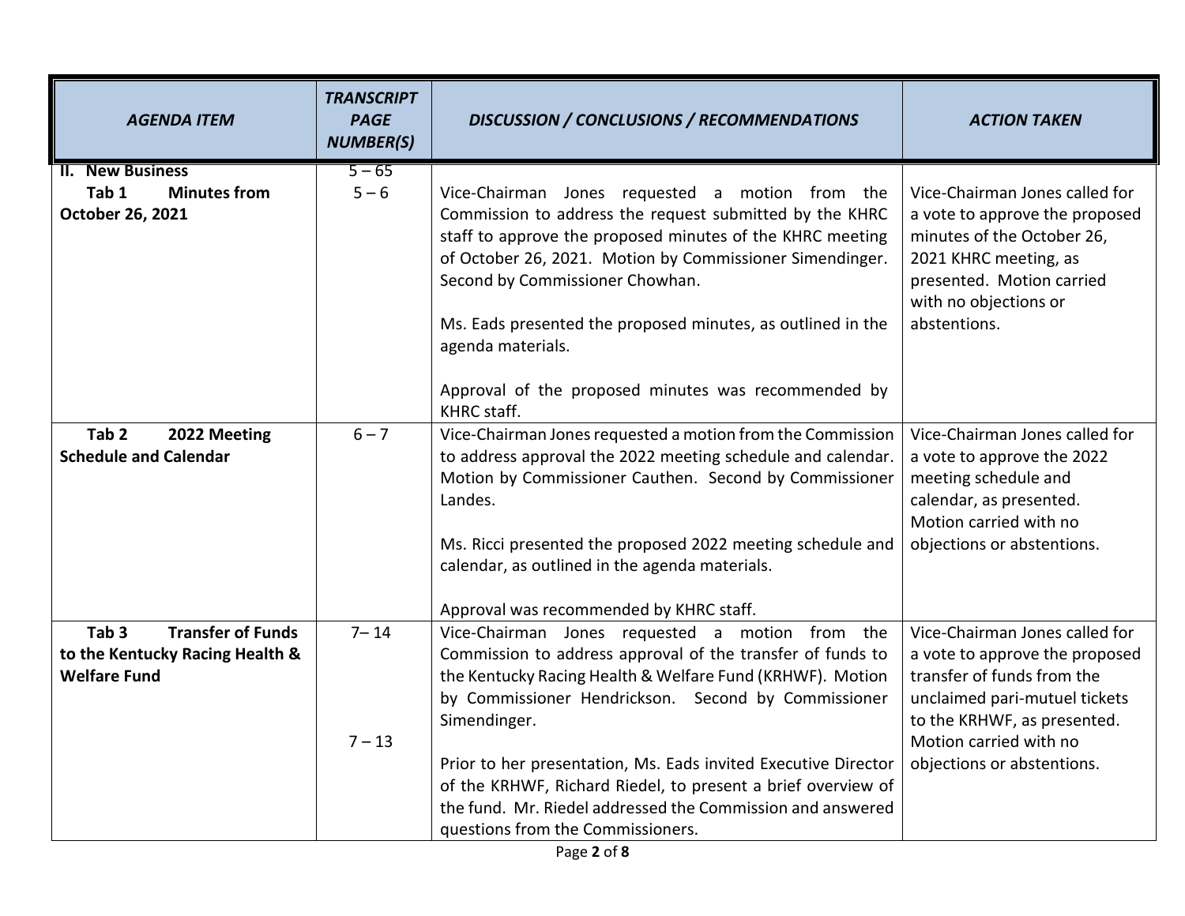| *AGENDA ITEM* | *TRANSCRIPT PAGE NUMBER(S)* | *DISCUSSION / CONCLUSIONS / RECOMMENDATIONS* | *ACTION TAKEN* |
|---|---|---|---|
| **II. New Business** | 5 – 65 | | |
| **Tab 1 Minutes from October 26, 2021** | 5 – 6 | Vice-Chairman Jones requested a motion from the Commission to address the request submitted by the KHRC staff to approve the proposed minutes of the KHRC meeting of October 26, 2021. Motion by Commissioner Simendinger. Second by Commissioner Chowhan.<br><br>Ms. Eads presented the proposed minutes, as outlined in the agenda materials.<br><br>Approval of the proposed minutes was recommended by KHRC staff. | Vice-Chairman Jones called for a vote to approve the proposed minutes of the October 26, 2021 KHRC meeting, as presented. Motion carried with no objections or abstentions. |
| **Tab 2 2022 Meeting Schedule and Calendar** | 6 – 7 | Vice-Chairman Jones requested a motion from the Commission to address approval the 2022 meeting schedule and calendar. Motion by Commissioner Cauthen. Second by Commissioner Landes.<br><br>Ms. Ricci presented the proposed 2022 meeting schedule and calendar, as outlined in the agenda materials.<br><br>Approval was recommended by KHRC staff. | Vice-Chairman Jones called for a vote to approve the 2022 meeting schedule and calendar, as presented. Motion carried with no objections or abstentions. |
| **Tab 3 Transfer of Funds to the Kentucky Racing Health & Welfare Fund** | 7– 14<br><br>7 – 13 | Vice-Chairman Jones requested a motion from the Commission to address approval of the transfer of funds to the Kentucky Racing Health & Welfare Fund (KRHWF). Motion by Commissioner Hendrickson. Second by Commissioner Simendinger.<br><br>Prior to her presentation, Ms. Eads invited Executive Director of the KRHWF, Richard Riedel, to present a brief overview of the fund. Mr. Riedel addressed the Commission and answered questions from the Commissioners. | Vice-Chairman Jones called for a vote to approve the proposed transfer of funds from the unclaimed pari-mutuel tickets to the KRHWF, as presented. Motion carried with no objections or abstentions. |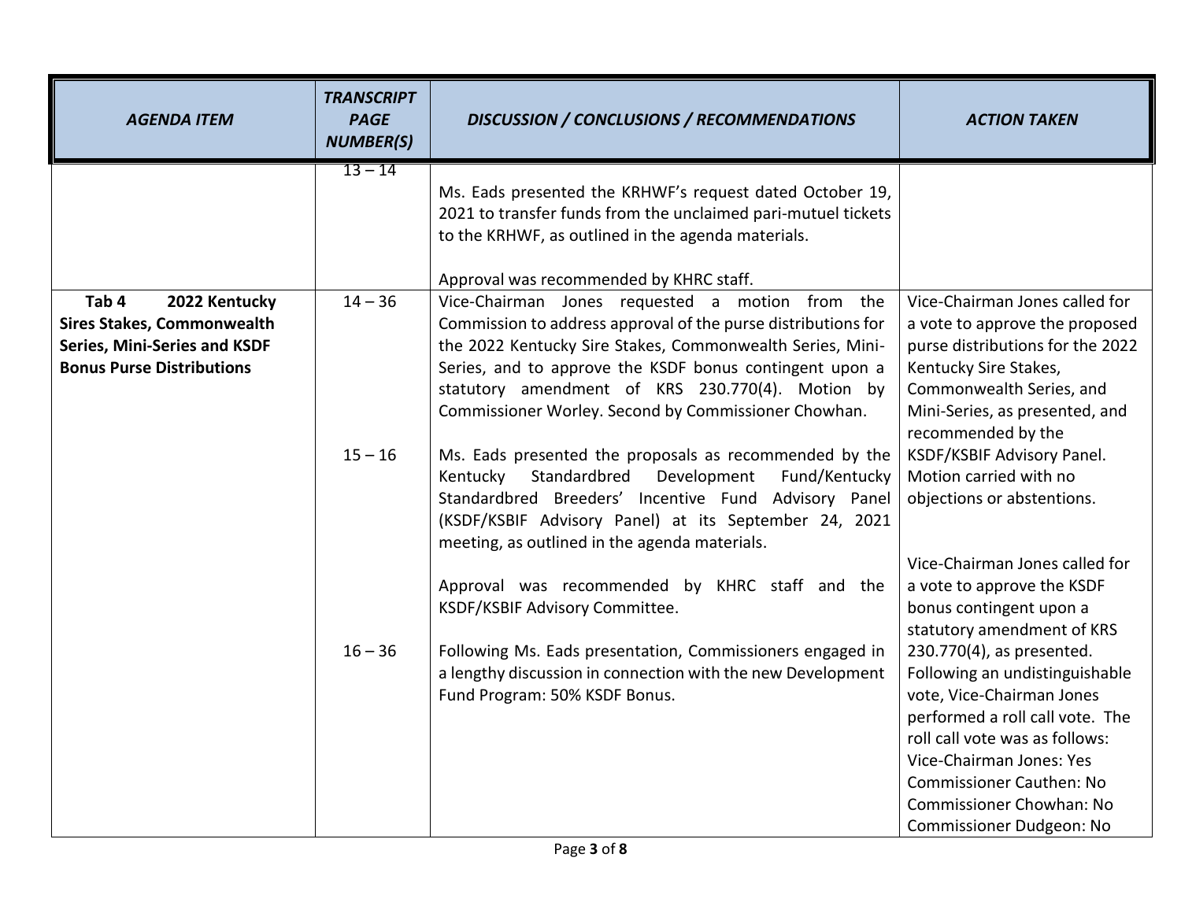| *AGENDA ITEM* | *TRANSCRIPT PAGE NUMBER(S)* | *DISCUSSION / CONCLUSIONS / RECOMMENDATIONS* | *ACTION TAKEN* |
|---|---|---|---|
| | 13 – 14 | Ms. Eads presented the KRHWF's request dated October 19, 2021 to transfer funds from the unclaimed pari-mutuel tickets to the KRHWF, as outlined in the agenda materials.<br><br>Approval was recommended by KHRC staff. | |
| **Tab 4 2022 Kentucky Sires Stakes, Commonwealth Series, Mini-Series and KSDF Bonus Purse Distributions** | 14 – 36<br><br><br><br><br><br>15 – 16<br><br><br><br><br><br><br><br><br>16 – 36 | Vice-Chairman Jones requested a motion from the Commission to address approval of the purse distributions for the 2022 Kentucky Sire Stakes, Commonwealth Series, Mini-Series, and to approve the KSDF bonus contingent upon a statutory amendment of KRS 230.770(4). Motion by Commissioner Worley. Second by Commissioner Chowhan.<br><br>Ms. Eads presented the proposals as recommended by the Kentucky Standardbred Development Fund/Kentucky Standardbred Breeders' Incentive Fund Advisory Panel (KSDF/KSBIF Advisory Panel) at its September 24, 2021 meeting, as outlined in the agenda materials.<br><br>Approval was recommended by KHRC staff and the KSDF/KSBIF Advisory Committee.<br><br>Following Ms. Eads presentation, Commissioners engaged in a lengthy discussion in connection with the new Development Fund Program: 50% KSDF Bonus. | Vice-Chairman Jones called for a vote to approve the proposed purse distributions for the 2022 Kentucky Sire Stakes, Commonwealth Series, and Mini-Series, as presented, and recommended by the KSDF/KSBIF Advisory Panel. Motion carried with no objections or abstentions.<br><br>Vice-Chairman Jones called for a vote to approve the KSDF bonus contingent upon a statutory amendment of KRS 230.770(4), as presented. Following an undistinguishable vote, Vice-Chairman Jones performed a roll call vote. The roll call vote was as follows:<br>Vice-Chairman Jones: Yes<br>Commissioner Cauthen: No<br>Commissioner Chowhan: No<br>Commissioner Dudgeon: No |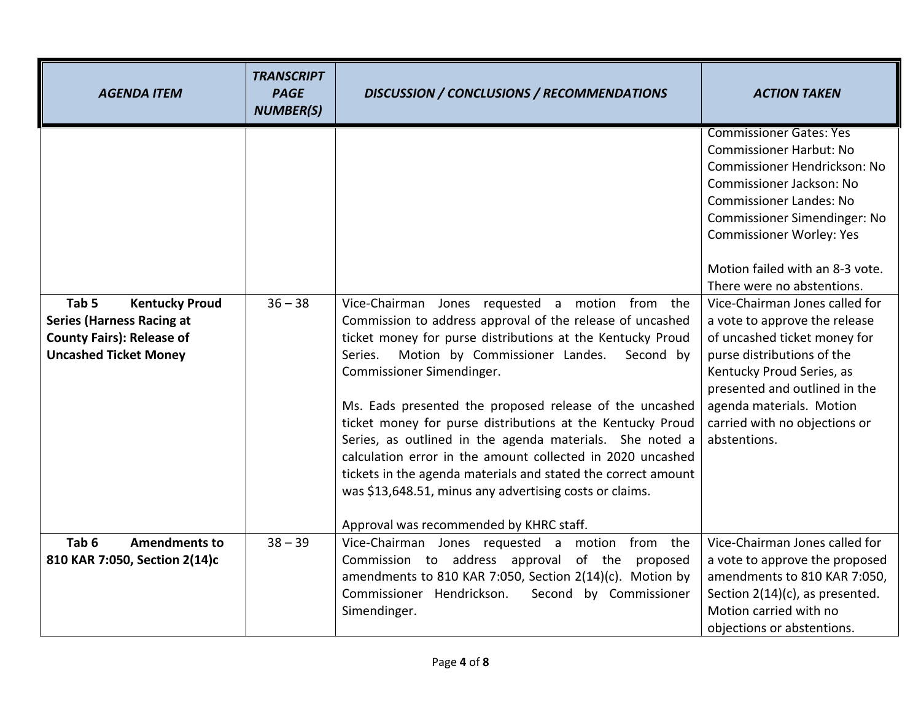| AGENDA ITEM | TRANSCRIPT PAGE NUMBER(S) | DISCUSSION / CONCLUSIONS / RECOMMENDATIONS | ACTION TAKEN |
|---|---|---|---|
| | | | Commissioner Gates: Yes<br>Commissioner Harbut: No<br>Commissioner Hendrickson: No<br>Commissioner Jackson: No<br>Commissioner Landes: No<br>Commissioner Simendinger: No<br>Commissioner Worley: Yes<br><br>Motion failed with an 8-3 vote. There were no abstentions. |
| **Tab 5 Kentucky Proud Series (Harness Racing at County Fairs): Release of Uncashed Ticket Money** | 36 – 38 | Vice-Chairman Jones requested a motion from the Commission to address approval of the release of uncashed ticket money for purse distributions at the Kentucky Proud Series. Motion by Commissioner Landes. Second by Commissioner Simendinger.<br><br>Ms. Eads presented the proposed release of the uncashed ticket money for purse distributions at the Kentucky Proud Series, as outlined in the agenda materials. She noted a calculation error in the amount collected in 2020 uncashed tickets in the agenda materials and stated the correct amount was $13,648.51, minus any advertising costs or claims.<br><br>Approval was recommended by KHRC staff. | Vice-Chairman Jones called for a vote to approve the release of uncashed ticket money for purse distributions of the Kentucky Proud Series, as presented and outlined in the agenda materials. Motion carried with no objections or abstentions. |
| **Tab 6 Amendments to 810 KAR 7:050, Section 2(14)c** | 38 – 39 | Vice-Chairman Jones requested a motion from the Commission to address approval of the proposed amendments to 810 KAR 7:050, Section 2(14)(c). Motion by Commissioner Hendrickson. Second by Commissioner Simendinger. | Vice-Chairman Jones called for a vote to approve the proposed amendments to 810 KAR 7:050, Section 2(14)(c), as presented. Motion carried with no objections or abstentions. |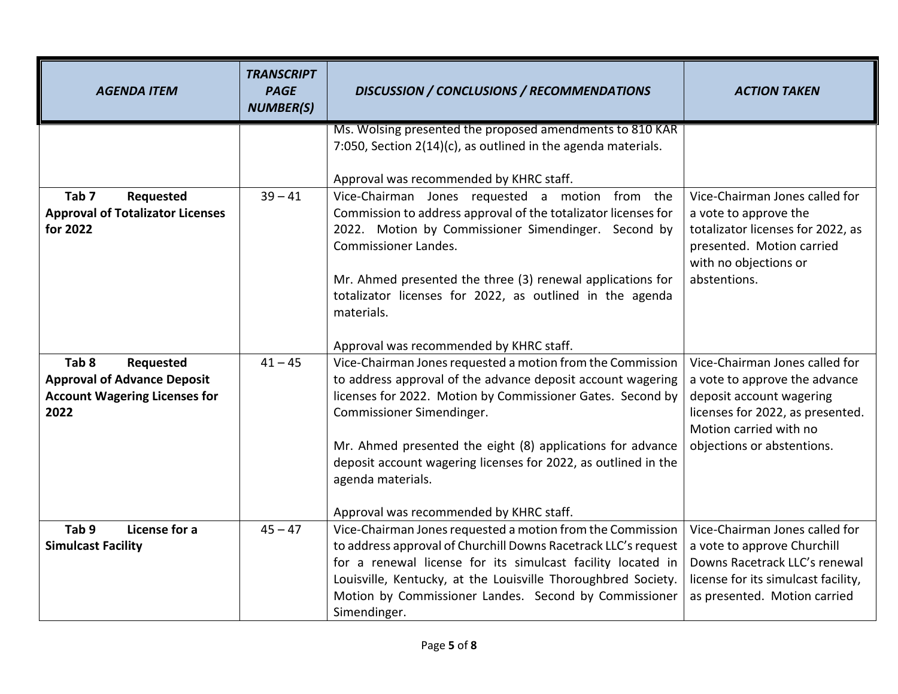| *AGENDA ITEM* | *TRANSCRIPT PAGE NUMBER(S)* | *DISCUSSION / CONCLUSIONS / RECOMMENDATIONS* | *ACTION TAKEN* |
|---|---|---|---|
| | | Ms. Wolsing presented the proposed amendments to 810 KAR 7:050, Section 2(14)(c), as outlined in the agenda materials.<br><br>Approval was recommended by KHRC staff. | |
| **Tab 7 Requested Approval of Totalizator Licenses for 2022** | 39 – 41 | Vice-Chairman Jones requested a motion from the Commission to address approval of the totalizator licenses for 2022. Motion by Commissioner Simendinger. Second by Commissioner Landes.<br><br>Mr. Ahmed presented the three (3) renewal applications for totalizator licenses for 2022, as outlined in the agenda materials.<br><br>Approval was recommended by KHRC staff. | Vice-Chairman Jones called for a vote to approve the totalizator licenses for 2022, as presented. Motion carried with no objections or abstentions. |
| **Tab 8 Requested Approval of Advance Deposit Account Wagering Licenses for 2022** | 41 – 45 | Vice-Chairman Jones requested a motion from the Commission to address approval of the advance deposit account wagering licenses for 2022. Motion by Commissioner Gates. Second by Commissioner Simendinger.<br><br>Mr. Ahmed presented the eight (8) applications for advance deposit account wagering licenses for 2022, as outlined in the agenda materials.<br><br>Approval was recommended by KHRC staff. | Vice-Chairman Jones called for a vote to approve the advance deposit account wagering licenses for 2022, as presented. Motion carried with no objections or abstentions. |
| **Tab 9 License for a Simulcast Facility** | 45 – 47 | Vice-Chairman Jones requested a motion from the Commission to address approval of Churchill Downs Racetrack LLC's request for a renewal license for its simulcast facility located in Louisville, Kentucky, at the Louisville Thoroughbred Society. Motion by Commissioner Landes. Second by Commissioner Simendinger. | Vice-Chairman Jones called for a vote to approve Churchill Downs Racetrack LLC's renewal license for its simulcast facility, as presented. Motion carried |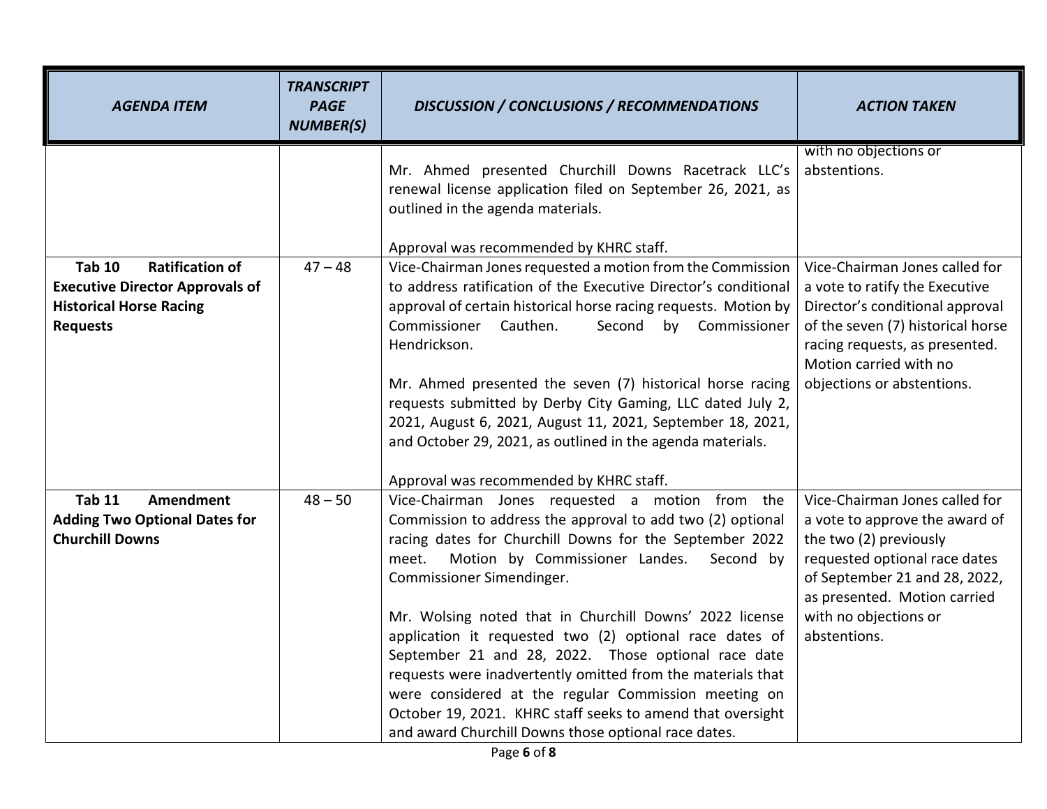| *AGENDA ITEM* | *TRANSCRIPT PAGE NUMBER(S)* | *DISCUSSION / CONCLUSIONS / RECOMMENDATIONS* | *ACTION TAKEN* |
|---|---|---|---|
| | | Mr. Ahmed presented Churchill Downs Racetrack LLC's renewal license application filed on September 26, 2021, as outlined in the agenda materials.<br><br>Approval was recommended by KHRC staff. | with no objections or abstentions. |
| **Tab 10 Ratification of Executive Director Approvals of Historical Horse Racing Requests** | 47 – 48 | Vice-Chairman Jones requested a motion from the Commission to address ratification of the Executive Director's conditional approval of certain historical horse racing requests. Motion by Commissioner Cauthen. Second by Commissioner Hendrickson.<br><br>Mr. Ahmed presented the seven (7) historical horse racing requests submitted by Derby City Gaming, LLC dated July 2, 2021, August 6, 2021, August 11, 2021, September 18, 2021, and October 29, 2021, as outlined in the agenda materials.<br><br>Approval was recommended by KHRC staff. | Vice-Chairman Jones called for a vote to ratify the Executive Director's conditional approval of the seven (7) historical horse racing requests, as presented. Motion carried with no objections or abstentions. |
| **Tab 11 Amendment Adding Two Optional Dates for Churchill Downs** | 48 – 50 | Vice-Chairman Jones requested a motion from the Commission to address the approval to add two (2) optional racing dates for Churchill Downs for the September 2022 meet. Motion by Commissioner Landes. Second by Commissioner Simendinger.<br><br>Mr. Wolsing noted that in Churchill Downs' 2022 license application it requested two (2) optional race dates of September 21 and 28, 2022. Those optional race date requests were inadvertently omitted from the materials that were considered at the regular Commission meeting on October 19, 2021. KHRC staff seeks to amend that oversight and award Churchill Downs those optional race dates. | Vice-Chairman Jones called for a vote to approve the award of the two (2) previously requested optional race dates of September 21 and 28, 2022, as presented. Motion carried with no objections or abstentions. |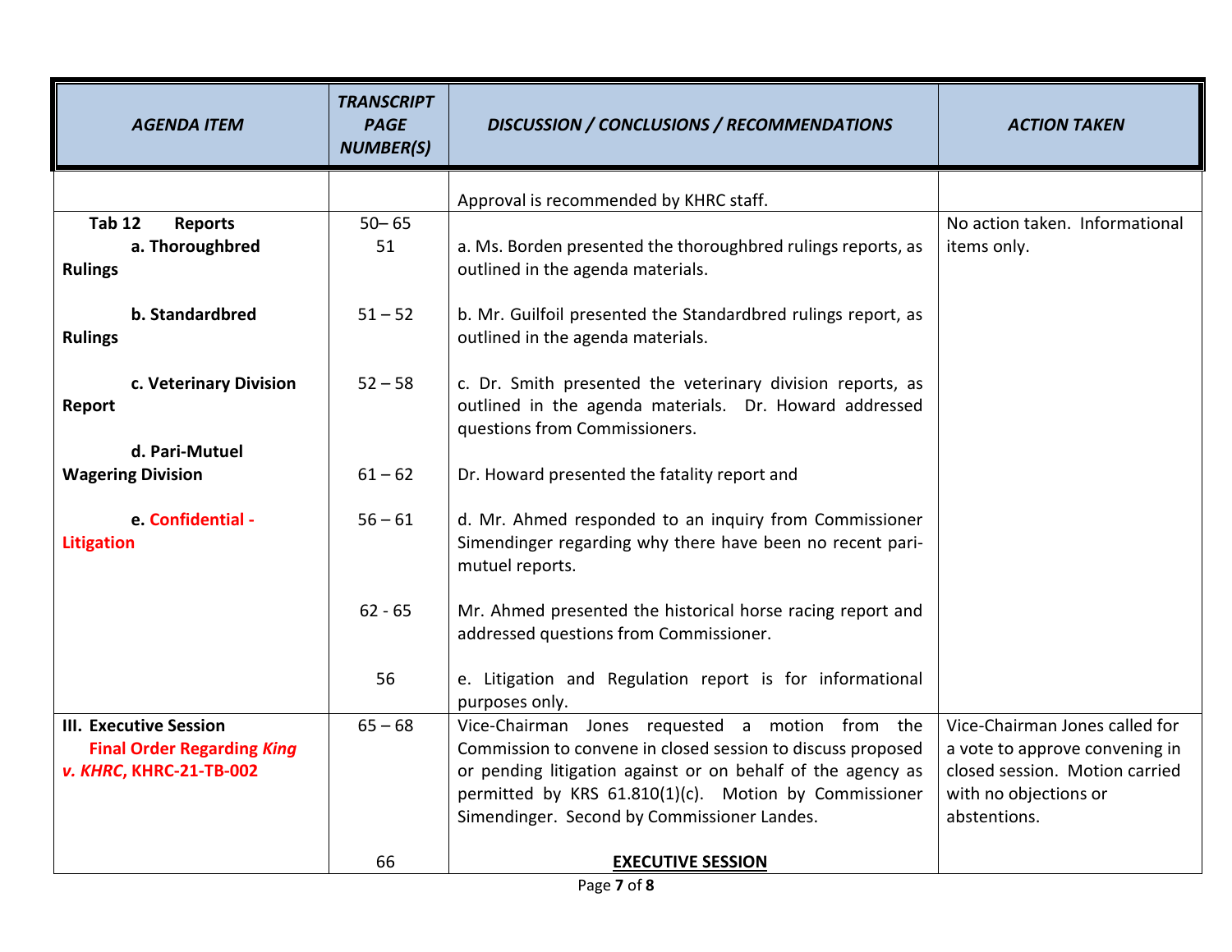| AGENDA ITEM | TRANSCRIPT PAGE NUMBER(S) | DISCUSSION / CONCLUSIONS / RECOMMENDATIONS | ACTION TAKEN |
|---|---|---|---|
| | | Approval is recommended by KHRC staff. | |
| **Tab 12 Reports**<br>**a. Thoroughbred Rulings**<br><br>**b. Standardbred Rulings**<br><br>**c. Veterinary Division Report**<br><br>**d. Pari-Mutuel Wagering Division**<br><br>**e. Confidential - Litigation** | 50– 65<br>51<br><br>51 – 52<br><br>52 – 58<br><br>61 – 62<br><br>56 – 61<br><br>62 - 65<br><br>56 | a. Ms. Borden presented the thoroughbred rulings reports, as outlined in the agenda materials.<br><br>b. Mr. Guilfoil presented the Standardbred rulings report, as outlined in the agenda materials.<br><br>c. Dr. Smith presented the veterinary division reports, as outlined in the agenda materials. Dr. Howard addressed questions from Commissioners.<br><br>Dr. Howard presented the fatality report and<br><br>d. Mr. Ahmed responded to an inquiry from Commissioner Simendinger regarding why there have been no recent pari-mutuel reports.<br><br>Mr. Ahmed presented the historical horse racing report and addressed questions from Commissioner.<br><br>e. Litigation and Regulation report is for informational purposes only. | No action taken. Informational items only. |
| **III. Executive Session**<br>**Final Order Regarding *King v. KHRC*, KHRC-21-TB-002** | 65 – 68<br><br>66 | Vice-Chairman Jones requested a motion from the Commission to convene in closed session to discuss proposed or pending litigation against or on behalf of the agency as permitted by KRS 61.810(1)(c). Motion by Commissioner Simendinger. Second by Commissioner Landes.<br><br>**EXECUTIVE SESSION** | Vice-Chairman Jones called for a vote to approve convening in closed session. Motion carried with no objections or abstentions. |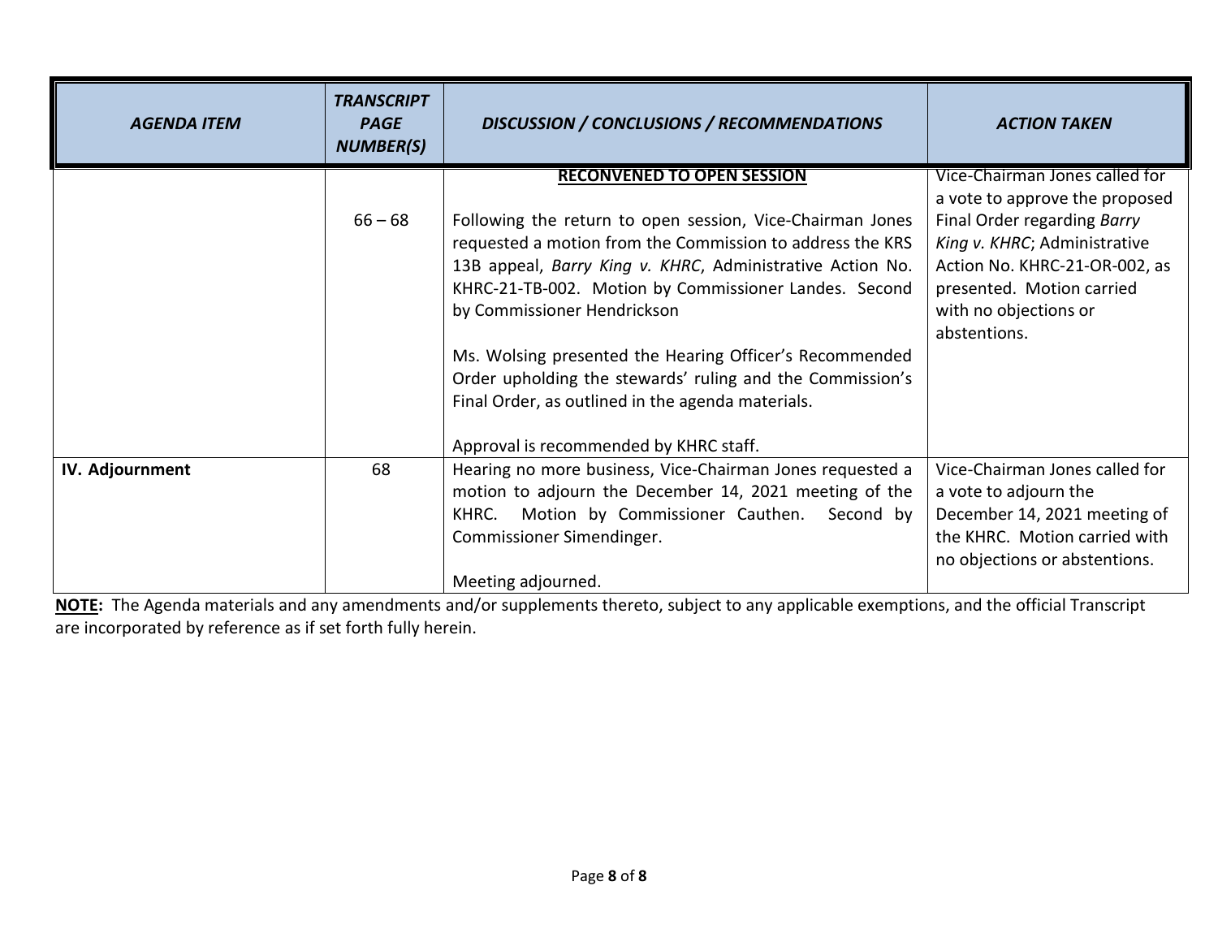| *AGENDA ITEM* | *TRANSCRIPT PAGE NUMBER(S)* | *DISCUSSION / CONCLUSIONS / RECOMMENDATIONS* | *ACTION TAKEN* |
|---|---|---|---|
| | 66 – 68 | **<u>RECONVENED TO OPEN SESSION</u>**<br><br>Following the return to open session, Vice-Chairman Jones requested a motion from the Commission to address the KRS 13B appeal, *Barry King v. KHRC*, Administrative Action No. KHRC-21-TB-002. Motion by Commissioner Landes. Second by Commissioner Hendrickson<br><br>Ms. Wolsing presented the Hearing Officer's Recommended Order upholding the stewards' ruling and the Commission's Final Order, as outlined in the agenda materials.<br><br>Approval is recommended by KHRC staff. | Vice-Chairman Jones called for a vote to approve the proposed Final Order regarding *Barry King v. KHRC*; Administrative Action No. KHRC-21-OR-002, as presented. Motion carried with no objections or abstentions. |
| **IV. Adjournment** | 68 | Hearing no more business, Vice-Chairman Jones requested a motion to adjourn the December 14, 2021 meeting of the KHRC. Motion by Commissioner Cauthen. Second by Commissioner Simendinger.<br><br>Meeting adjourned. | Vice-Chairman Jones called for a vote to adjourn the December 14, 2021 meeting of the KHRC. Motion carried with no objections or abstentions. |

**<u>NOTE</u>:** The Agenda materials and any amendments and/or supplements thereto, subject to any applicable exemptions, and the official Transcript are incorporated by reference as if set forth fully herein.